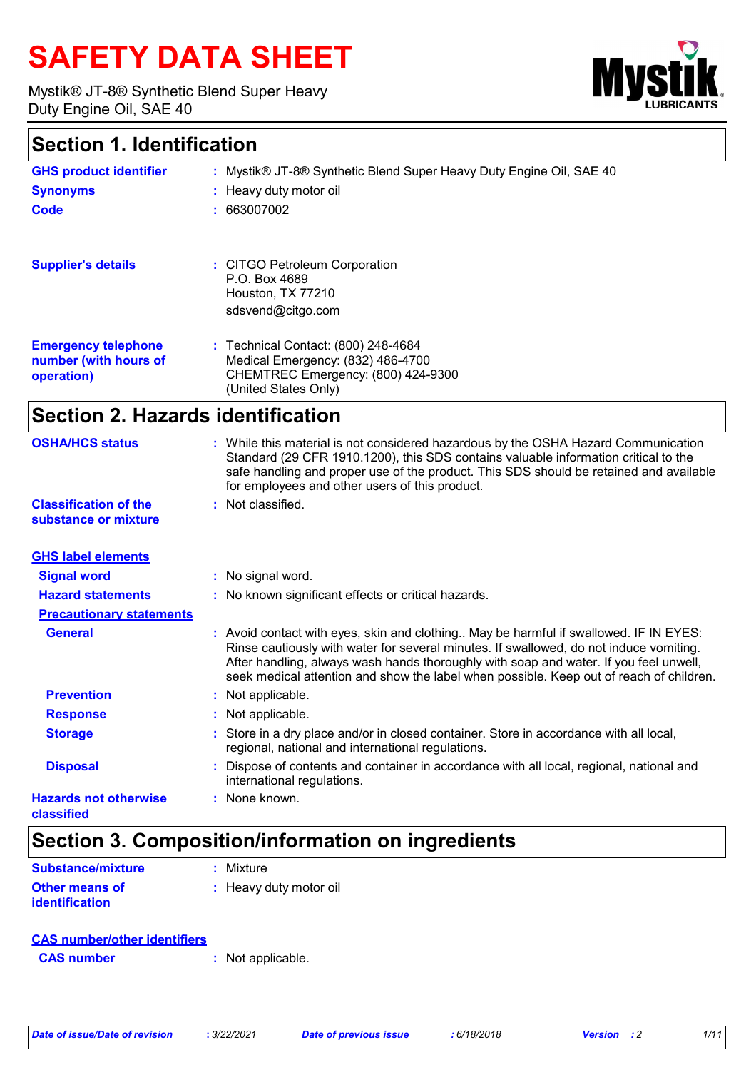# SAFETY DATA SHEET

Mystik® JT-8® Synthetic Blend Super Heavy Duty Engine Oil, SAE 40

## Section 1. Identification

| | |
|---|---|
| **GHS product identifier** | : Mystik® JT-8® Synthetic Blend Super Heavy Duty Engine Oil, SAE 40 |
| **Synonyms** | : Heavy duty motor oil |
| **Code** | : 663007002 |
| **Supplier's details** | : CITGO Petroleum Corporation<br>P.O. Box 4689<br>Houston, TX 77210<br>sdsvend@citgo.com |
| **Emergency telephone number (with hours of operation)** | : Technical Contact: (800) 248-4684<br>Medical Emergency: (832) 486-4700<br>CHEMTREC Emergency: (800) 424-9300<br>(United States Only) |

## Section 2. Hazards identification

| | |
|---|---|
| **OSHA/HCS status** | : While this material is not considered hazardous by the OSHA Hazard Communication Standard (29 CFR 1910.1200), this SDS contains valuable information critical to the safe handling and proper use of the product. This SDS should be retained and available for employees and other users of this product. |
| **Classification of the substance or mixture** | : Not classified. |

**GHS label elements**

| | |
|---|---|
| **Signal word** | : No signal word. |
| **Hazard statements** | : No known significant effects or critical hazards. |

**Precautionary statements**

| | |
|---|---|
| **General** | : Avoid contact with eyes, skin and clothing.. May be harmful if swallowed. IF IN EYES: Rinse cautiously with water for several minutes. If swallowed, do not induce vomiting. After handling, always wash hands thoroughly with soap and water. If you feel unwell, seek medical attention and show the label when possible. Keep out of reach of children. |
| **Prevention** | : Not applicable. |
| **Response** | : Not applicable. |
| **Storage** | : Store in a dry place and/or in closed container. Store in accordance with all local, regional, national and international regulations. |
| **Disposal** | : Dispose of contents and container in accordance with all local, regional, national and international regulations. |
| **Hazards not otherwise classified** | : None known. |

## Section 3. Composition/information on ingredients

| | |
|---|---|
| **Substance/mixture** | : Mixture |
| **Other means of identification** | : Heavy duty motor oil |

**CAS number/other identifiers**

| | |
|---|---|
| **CAS number** | : Not applicable. |

*Date of issue/Date of revision* : 3/22/2021 *Date of previous issue* : 6/18/2018 *Version* : 2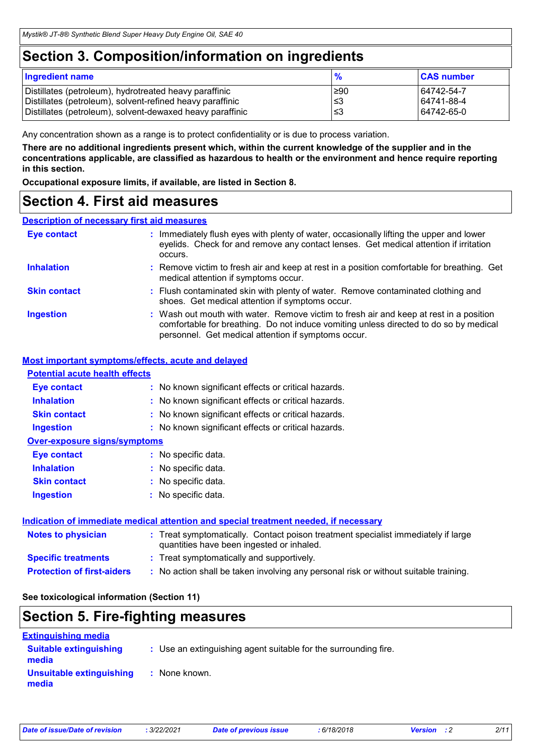# Section 3. Composition/information on ingredients

| Ingredient name | % | CAS number |
|---|---|---|
| Distillates (petroleum), hydrotreated heavy paraffinic | ≥90 | 64742-54-7 |
| Distillates (petroleum), solvent-refined heavy paraffinic | ≤3 | 64741-88-4 |
| Distillates (petroleum), solvent-dewaxed heavy paraffinic | ≤3 | 64742-65-0 |

Any concentration shown as a range is to protect confidentiality or is due to process variation.

**There are no additional ingredients present which, within the current knowledge of the supplier and in the concentrations applicable, are classified as hazardous to health or the environment and hence require reporting in this section.**

**Occupational exposure limits, if available, are listed in Section 8.**

# Section 4. First aid measures

## Description of necessary first aid measures

**Eye contact** : Immediately flush eyes with plenty of water, occasionally lifting the upper and lower eyelids. Check for and remove any contact lenses. Get medical attention if irritation occurs.

**Inhalation** : Remove victim to fresh air and keep at rest in a position comfortable for breathing. Get medical attention if symptoms occur.

**Skin contact** : Flush contaminated skin with plenty of water. Remove contaminated clothing and shoes. Get medical attention if symptoms occur.

**Ingestion** : Wash out mouth with water. Remove victim to fresh air and keep at rest in a position comfortable for breathing. Do not induce vomiting unless directed to do so by medical personnel. Get medical attention if symptoms occur.

## Most important symptoms/effects, acute and delayed

### Potential acute health effects

**Eye contact** : No known significant effects or critical hazards.

**Inhalation** : No known significant effects or critical hazards.

**Skin contact** : No known significant effects or critical hazards.

**Ingestion** : No known significant effects or critical hazards.

### Over-exposure signs/symptoms

**Eye contact** : No specific data.

**Inhalation** : No specific data.

**Skin contact** : No specific data.

**Ingestion** : No specific data.

## Indication of immediate medical attention and special treatment needed, if necessary

**Notes to physician** : Treat symptomatically. Contact poison treatment specialist immediately if large quantities have been ingested or inhaled.

**Specific treatments** : Treat symptomatically and supportively.

**Protection of first-aiders** : No action shall be taken involving any personal risk or without suitable training.

**See toxicological information (Section 11)**

# Section 5. Fire-fighting measures

## Extinguishing media

**Suitable extinguishing media** : Use an extinguishing agent suitable for the surrounding fire.

**Unsuitable extinguishing media** : None known.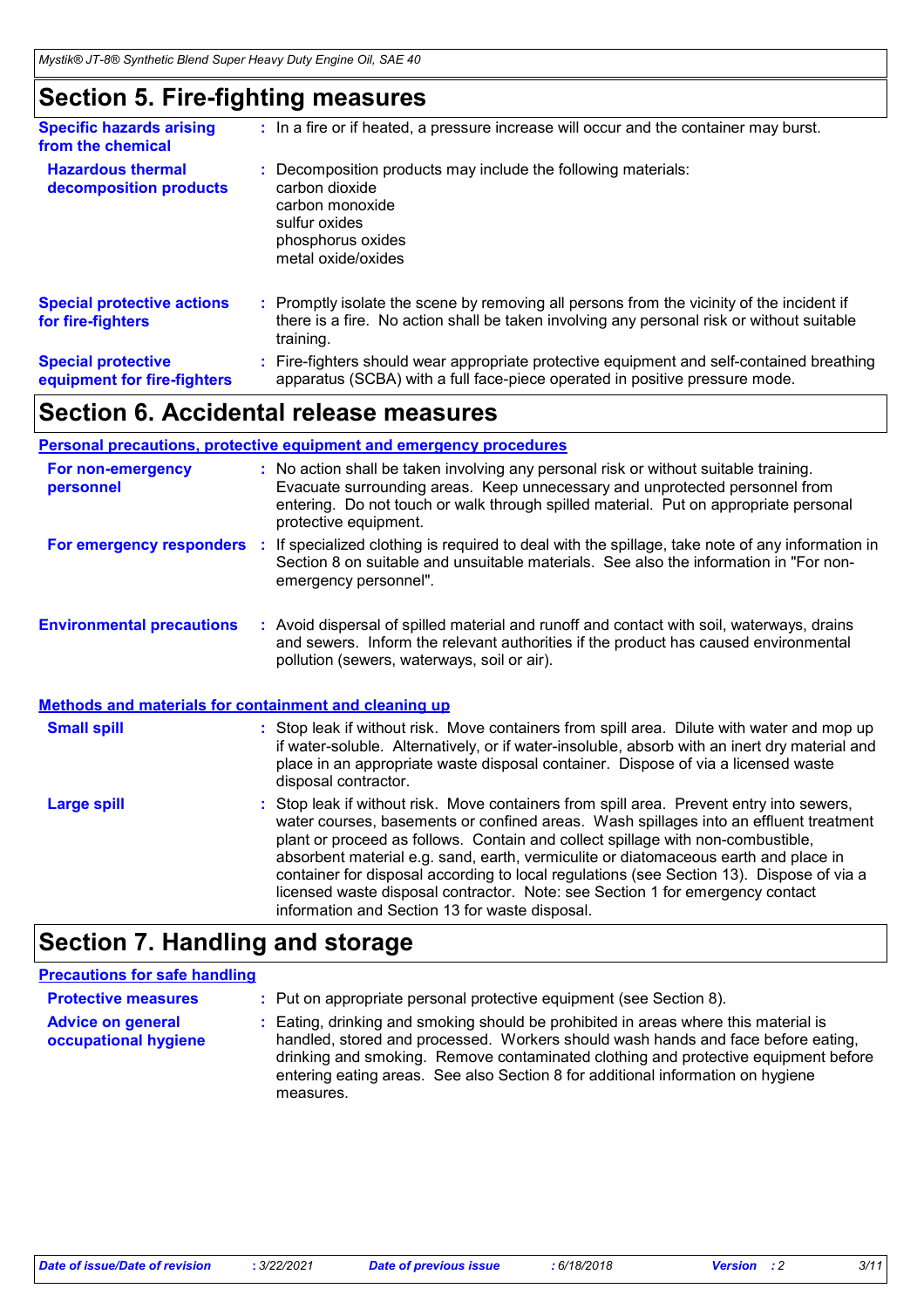## Section 5. Fire-fighting measures

**Specific hazards arising from the chemical** : In a fire or if heated, a pressure increase will occur and the container may burst.

**Hazardous thermal decomposition products** : Decomposition products may include the following materials:
carbon dioxide
carbon monoxide
sulfur oxides
phosphorus oxides
metal oxide/oxides

**Special protective actions for fire-fighters** : Promptly isolate the scene by removing all persons from the vicinity of the incident if there is a fire. No action shall be taken involving any personal risk or without suitable training.

**Special protective equipment for fire-fighters** : Fire-fighters should wear appropriate protective equipment and self-contained breathing apparatus (SCBA) with a full face-piece operated in positive pressure mode.

## Section 6. Accidental release measures

### Personal precautions, protective equipment and emergency procedures

**For non-emergency personnel** : No action shall be taken involving any personal risk or without suitable training. Evacuate surrounding areas. Keep unnecessary and unprotected personnel from entering. Do not touch or walk through spilled material. Put on appropriate personal protective equipment.

**For emergency responders** : If specialized clothing is required to deal with the spillage, take note of any information in Section 8 on suitable and unsuitable materials. See also the information in "For non-emergency personnel".

**Environmental precautions** : Avoid dispersal of spilled material and runoff and contact with soil, waterways, drains and sewers. Inform the relevant authorities if the product has caused environmental pollution (sewers, waterways, soil or air).

### Methods and materials for containment and cleaning up

**Small spill** : Stop leak if without risk. Move containers from spill area. Dilute with water and mop up if water-soluble. Alternatively, or if water-insoluble, absorb with an inert dry material and place in an appropriate waste disposal container. Dispose of via a licensed waste disposal contractor.

**Large spill** : Stop leak if without risk. Move containers from spill area. Prevent entry into sewers, water courses, basements or confined areas. Wash spillages into an effluent treatment plant or proceed as follows. Contain and collect spillage with non-combustible, absorbent material e.g. sand, earth, vermiculite or diatomaceous earth and place in container for disposal according to local regulations (see Section 13). Dispose of via a licensed waste disposal contractor. Note: see Section 1 for emergency contact information and Section 13 for waste disposal.

## Section 7. Handling and storage

### Precautions for safe handling

**Protective measures** : Put on appropriate personal protective equipment (see Section 8).

**Advice on general occupational hygiene** : Eating, drinking and smoking should be prohibited in areas where this material is handled, stored and processed. Workers should wash hands and face before eating, drinking and smoking. Remove contaminated clothing and protective equipment before entering eating areas. See also Section 8 for additional information on hygiene measures.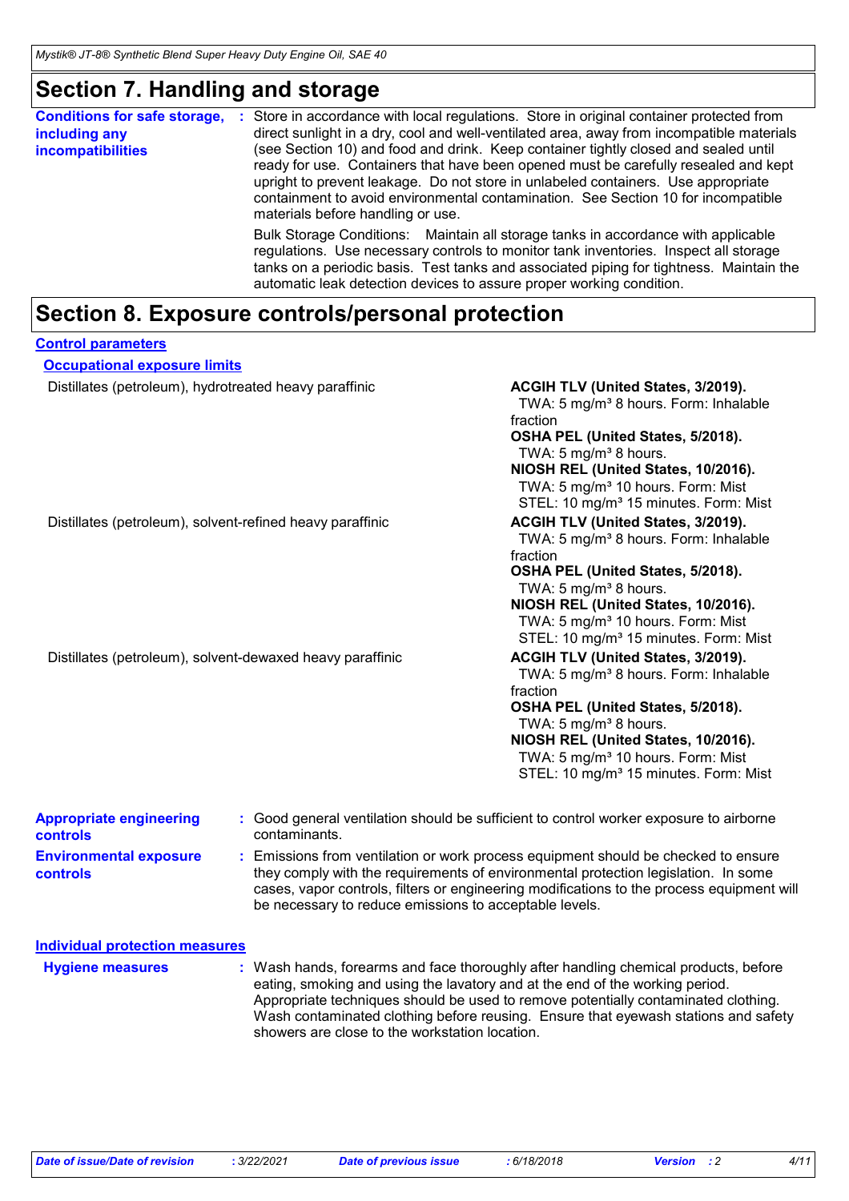## Section 7. Handling and storage

**Conditions for safe storage, including any incompatibilities** : Store in accordance with local regulations. Store in original container protected from direct sunlight in a dry, cool and well-ventilated area, away from incompatible materials (see Section 10) and food and drink. Keep container tightly closed and sealed until ready for use. Containers that have been opened must be carefully resealed and kept upright to prevent leakage. Do not store in unlabeled containers. Use appropriate containment to avoid environmental contamination. See Section 10 for incompatible materials before handling or use.

Bulk Storage Conditions: Maintain all storage tanks in accordance with applicable regulations. Use necessary controls to monitor tank inventories. Inspect all storage tanks on a periodic basis. Test tanks and associated piping for tightness. Maintain the automatic leak detection devices to assure proper working condition.

## Section 8. Exposure controls/personal protection

### Control parameters

#### Occupational exposure limits

| | |
|---|---|
| Distillates (petroleum), hydrotreated heavy paraffinic | **ACGIH TLV (United States, 3/2019).**<br>TWA: 5 mg/m³ 8 hours. Form: Inhalable fraction<br>**OSHA PEL (United States, 5/2018).**<br>TWA: 5 mg/m³ 8 hours.<br>**NIOSH REL (United States, 10/2016).**<br>TWA: 5 mg/m³ 10 hours. Form: Mist<br>STEL: 10 mg/m³ 15 minutes. Form: Mist |
| Distillates (petroleum), solvent-refined heavy paraffinic | **ACGIH TLV (United States, 3/2019).**<br>TWA: 5 mg/m³ 8 hours. Form: Inhalable fraction<br>**OSHA PEL (United States, 5/2018).**<br>TWA: 5 mg/m³ 8 hours.<br>**NIOSH REL (United States, 10/2016).**<br>TWA: 5 mg/m³ 10 hours. Form: Mist<br>STEL: 10 mg/m³ 15 minutes. Form: Mist |
| Distillates (petroleum), solvent-dewaxed heavy paraffinic | **ACGIH TLV (United States, 3/2019).**<br>TWA: 5 mg/m³ 8 hours. Form: Inhalable fraction<br>**OSHA PEL (United States, 5/2018).**<br>TWA: 5 mg/m³ 8 hours.<br>**NIOSH REL (United States, 10/2016).**<br>TWA: 5 mg/m³ 10 hours. Form: Mist<br>STEL: 10 mg/m³ 15 minutes. Form: Mist |

**Appropriate engineering controls** : Good general ventilation should be sufficient to control worker exposure to airborne contaminants.

**Environmental exposure controls** : Emissions from ventilation or work process equipment should be checked to ensure they comply with the requirements of environmental protection legislation. In some cases, vapor controls, filters or engineering modifications to the process equipment will be necessary to reduce emissions to acceptable levels.

### Individual protection measures

**Hygiene measures** : Wash hands, forearms and face thoroughly after handling chemical products, before eating, smoking and using the lavatory and at the end of the working period. Appropriate techniques should be used to remove potentially contaminated clothing. Wash contaminated clothing before reusing. Ensure that eyewash stations and safety showers are close to the workstation location.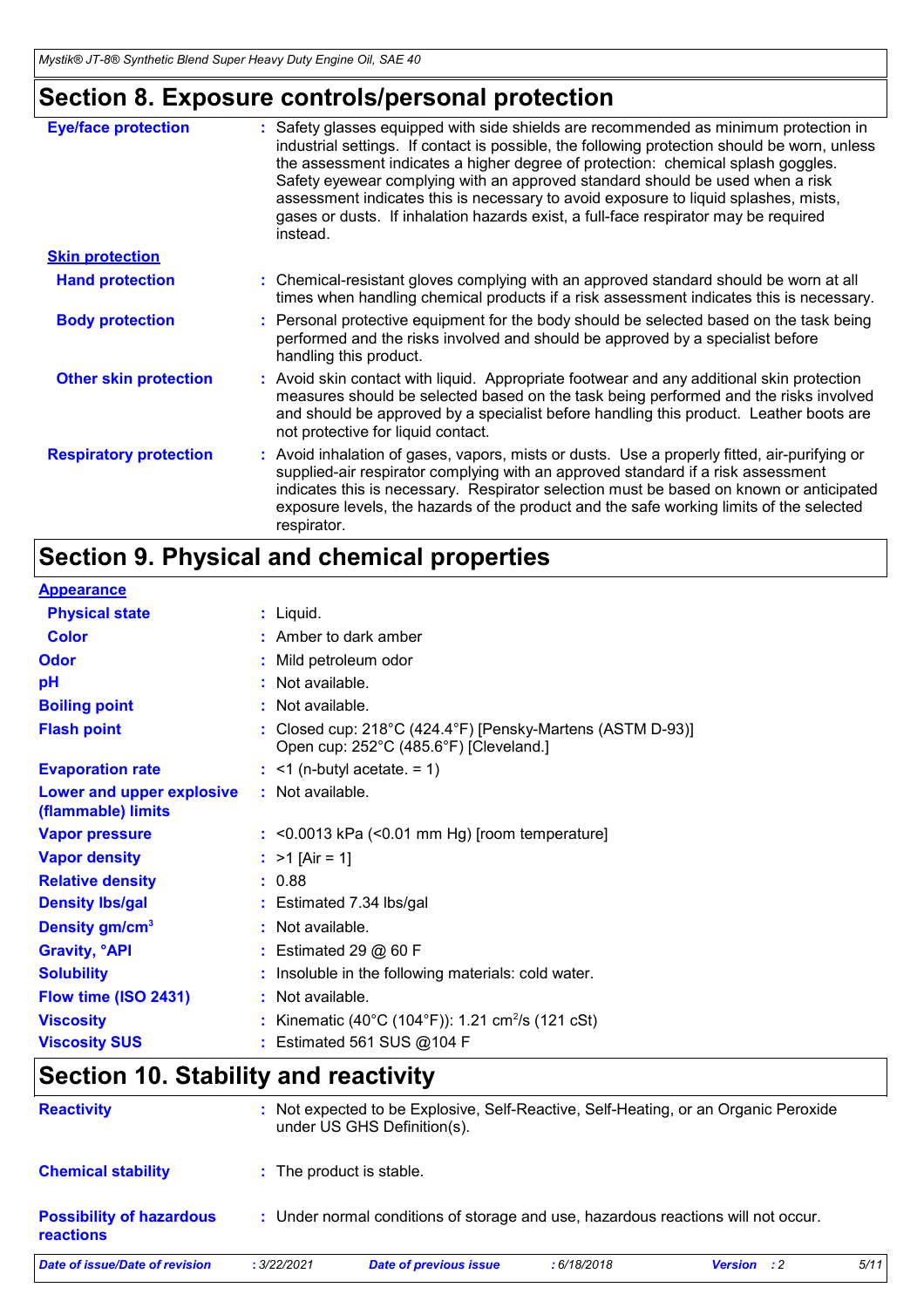## Section 8. Exposure controls/personal protection

**Eye/face protection** : Safety glasses equipped with side shields are recommended as minimum protection in industrial settings. If contact is possible, the following protection should be worn, unless the assessment indicates a higher degree of protection: chemical splash goggles. Safety eyewear complying with an approved standard should be used when a risk assessment indicates this is necessary to avoid exposure to liquid splashes, mists, gases or dusts. If inhalation hazards exist, a full-face respirator may be required instead.

**Skin protection**

**Hand protection** : Chemical-resistant gloves complying with an approved standard should be worn at all times when handling chemical products if a risk assessment indicates this is necessary.

**Body protection** : Personal protective equipment for the body should be selected based on the task being performed and the risks involved and should be approved by a specialist before handling this product.

**Other skin protection** : Avoid skin contact with liquid. Appropriate footwear and any additional skin protection measures should be selected based on the task being performed and the risks involved and should be approved by a specialist before handling this product. Leather boots are not protective for liquid contact.

**Respiratory protection** : Avoid inhalation of gases, vapors, mists or dusts. Use a properly fitted, air-purifying or supplied-air respirator complying with an approved standard if a risk assessment indicates this is necessary. Respirator selection must be based on known or anticipated exposure levels, the hazards of the product and the safe working limits of the selected respirator.

## Section 9. Physical and chemical properties

**Appearance**

| Property | Value |
|---|---|
| Physical state | Liquid. |
| Color | Amber to dark amber |
| Odor | Mild petroleum odor |
| pH | Not available. |
| Boiling point | Not available. |
| Flash point | Closed cup: 218°C (424.4°F) [Pensky-Martens (ASTM D-93)]<br>Open cup: 252°C (485.6°F) [Cleveland.] |
| Evaporation rate | <1 (n-butyl acetate. = 1) |
| Lower and upper explosive (flammable) limits | Not available. |
| Vapor pressure | <0.0013 kPa (<0.01 mm Hg) [room temperature] |
| Vapor density | >1 [Air = 1] |
| Relative density | 0.88 |
| Density lbs/gal | Estimated 7.34 lbs/gal |
| Density gm/$cm^3$ | Not available. |
| Gravity, °API | Estimated 29 @ 60 F |
| Solubility | Insoluble in the following materials: cold water. |
| Flow time (ISO 2431) | Not available. |
| Viscosity | Kinematic (40°C (104°F)): 1.21 $cm^2$/s (121 cSt) |
| Viscosity SUS | Estimated 561 SUS @104 F |

## Section 10. Stability and reactivity

**Reactivity** : Not expected to be Explosive, Self-Reactive, Self-Heating, or an Organic Peroxide under US GHS Definition(s).

**Chemical stability** : The product is stable.

**Possibility of hazardous reactions** : Under normal conditions of storage and use, hazardous reactions will not occur.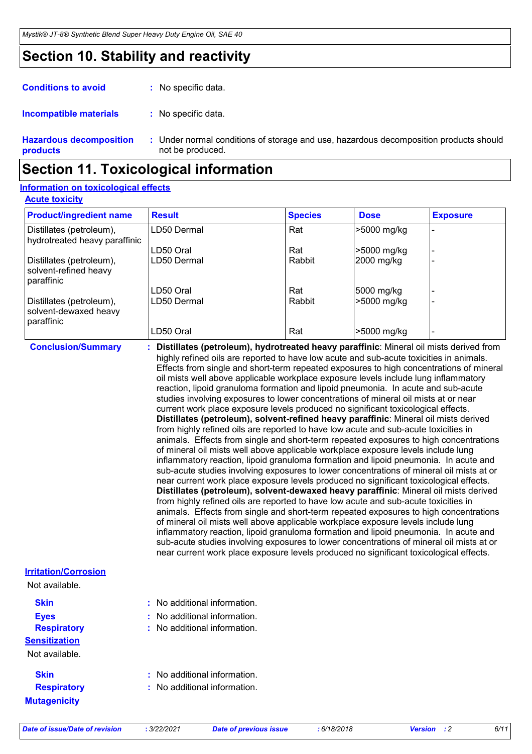# Section 10. Stability and reactivity

**Conditions to avoid** : No specific data.

**Incompatible materials** : No specific data.

**Hazardous decomposition products** : Under normal conditions of storage and use, hazardous decomposition products should not be produced.

# Section 11. Toxicological information

## Information on toxicological effects

### Acute toxicity

| Product/ingredient name | Result | Species | Dose | Exposure |
|---|---|---|---|---|
| Distillates (petroleum), hydrotreated heavy paraffinic | LD50 Dermal | Rat | >5000 mg/kg | - |
| | LD50 Oral | Rat | >5000 mg/kg | - |
| Distillates (petroleum), solvent-refined heavy paraffinic | LD50 Dermal | Rabbit | 2000 mg/kg | - |
| | LD50 Oral | Rat | 5000 mg/kg | - |
| Distillates (petroleum), solvent-dewaxed heavy paraffinic | LD50 Dermal | Rabbit | >5000 mg/kg | - |
| | LD50 Oral | Rat | >5000 mg/kg | - |

**Conclusion/Summary** : **Distillates (petroleum), hydrotreated heavy paraffinic**: Mineral oil mists derived from highly refined oils are reported to have low acute and sub-acute toxicities in animals. Effects from single and short-term repeated exposures to high concentrations of mineral oil mists well above applicable workplace exposure levels include lung inflammatory reaction, lipoid granuloma formation and lipoid pneumonia. In acute and sub-acute studies involving exposures to lower concentrations of mineral oil mists at or near current work place exposure levels produced no significant toxicological effects.
**Distillates (petroleum), solvent-refined heavy paraffinic**: Mineral oil mists derived from highly refined oils are reported to have low acute and sub-acute toxicities in animals. Effects from single and short-term repeated exposures to high concentrations of mineral oil mists well above applicable workplace exposure levels include lung inflammatory reaction, lipoid granuloma formation and lipoid pneumonia. In acute and sub-acute studies involving exposures to lower concentrations of mineral oil mists at or near current work place exposure levels produced no significant toxicological effects.
**Distillates (petroleum), solvent-dewaxed heavy paraffinic**: Mineral oil mists derived from highly refined oils are reported to have low acute and sub-acute toxicities in animals. Effects from single and short-term repeated exposures to high concentrations of mineral oil mists well above applicable workplace exposure levels include lung inflammatory reaction, lipoid granuloma formation and lipoid pneumonia. In acute and sub-acute studies involving exposures to lower concentrations of mineral oil mists at or near current work place exposure levels produced no significant toxicological effects.

### Irritation/Corrosion

Not available.

**Skin** : No additional information.

**Eyes** : No additional information.

**Respiratory** : No additional information.

### Sensitization

Not available.

**Skin** : No additional information.

**Respiratory** : No additional information.

### Mutagenicity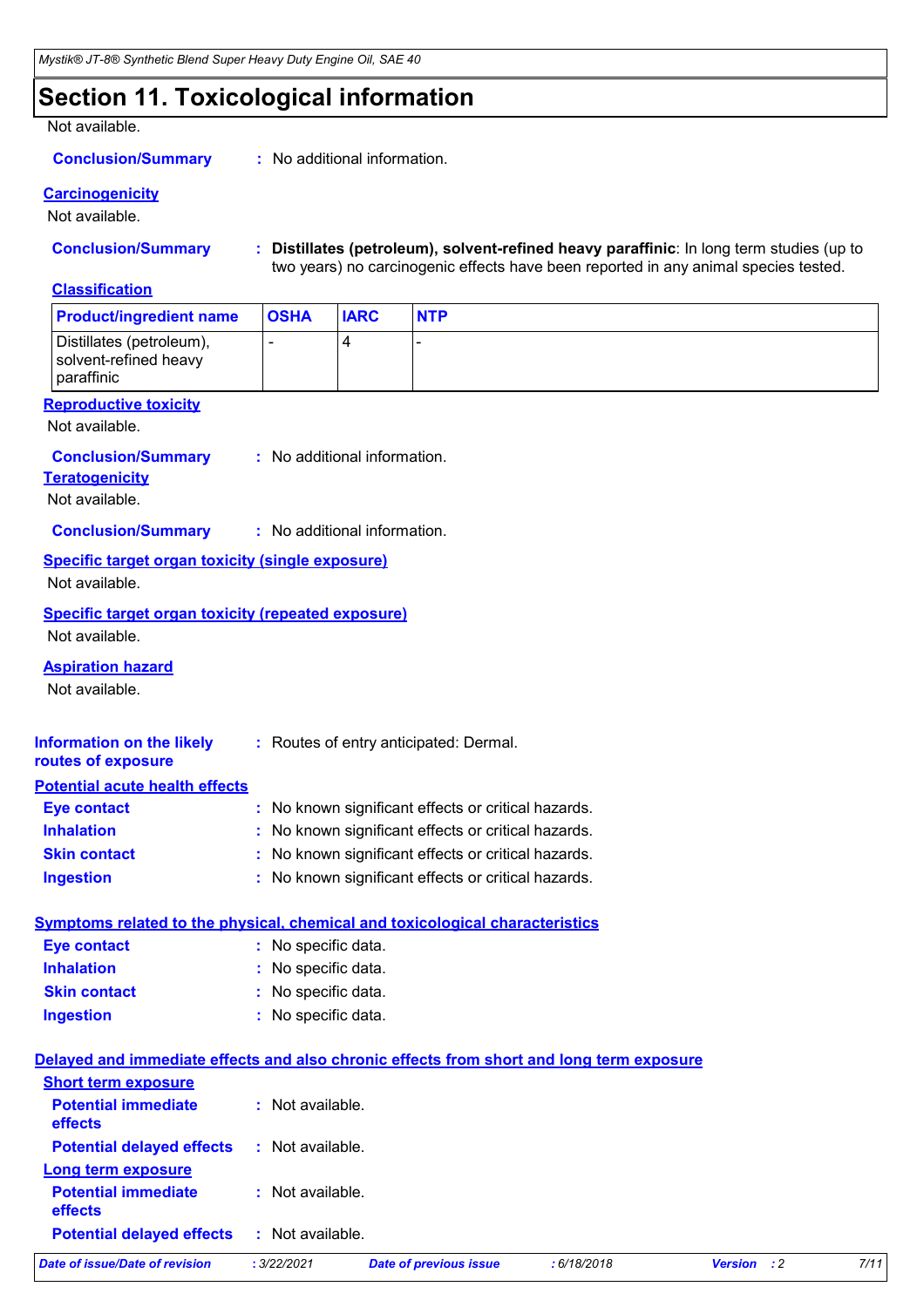# Section 11. Toxicological information

Not available.

**Conclusion/Summary** : No additional information.

### Carcinogenicity

Not available.

**Conclusion/Summary** : **Distillates (petroleum), solvent-refined heavy paraffinic**: In long term studies (up to two years) no carcinogenic effects have been reported in any animal species tested.

### Classification

| Product/ingredient name | OSHA | IARC | NTP |
|---|---|---|---|
| Distillates (petroleum), solvent-refined heavy paraffinic | - | 4 | - |

### Reproductive toxicity

Not available.

**Conclusion/Summary** : No additional information.

### Teratogenicity

Not available.

**Conclusion/Summary** : No additional information.

### Specific target organ toxicity (single exposure)

Not available.

### Specific target organ toxicity (repeated exposure)

Not available.

### Aspiration hazard

Not available.

**Information on the likely routes of exposure** : Routes of entry anticipated: Dermal.

### Potential acute health effects

**Eye contact** : No known significant effects or critical hazards.
**Inhalation** : No known significant effects or critical hazards.
**Skin contact** : No known significant effects or critical hazards.
**Ingestion** : No known significant effects or critical hazards.

### Symptoms related to the physical, chemical and toxicological characteristics

**Eye contact** : No specific data.
**Inhalation** : No specific data.
**Skin contact** : No specific data.
**Ingestion** : No specific data.

### Delayed and immediate effects and also chronic effects from short and long term exposure

#### Short term exposure

**Potential immediate effects** : Not available.
**Potential delayed effects** : Not available.

#### Long term exposure

**Potential immediate effects** : Not available.
**Potential delayed effects** : Not available.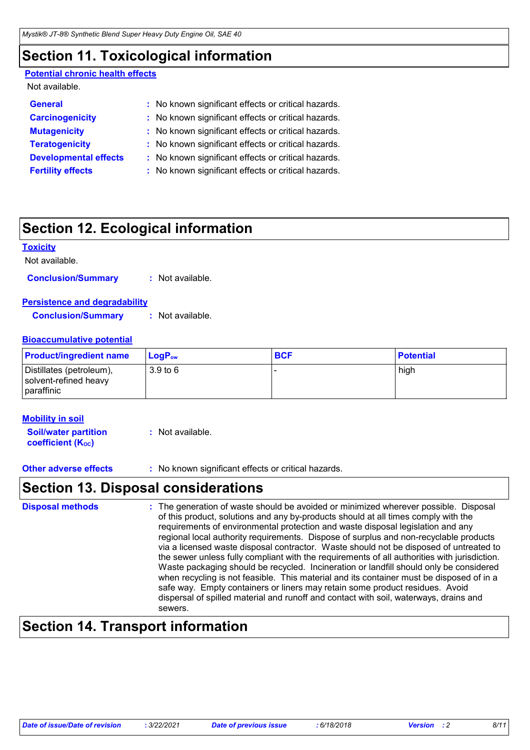## Section 11. Toxicological information

**Potential chronic health effects**

Not available.

**General** : No known significant effects or critical hazards.

**Carcinogenicity** : No known significant effects or critical hazards.

**Mutagenicity** : No known significant effects or critical hazards.

**Teratogenicity** : No known significant effects or critical hazards.

**Developmental effects** : No known significant effects or critical hazards.

**Fertility effects** : No known significant effects or critical hazards.

## Section 12. Ecological information

**Toxicity**

Not available.

**Conclusion/Summary** : Not available.

**Persistence and degradability**

**Conclusion/Summary** : Not available.

**Bioaccumulative potential**

| Product/ingredient name | $LogP_{ow}$ | BCF | Potential |
|---|---|---|---|
| Distillates (petroleum), solvent-refined heavy paraffinic | 3.9 to 6 | - | high |

**Mobility in soil**

**Soil/water partition coefficient ($K_{OC}$)** : Not available.

**Other adverse effects** : No known significant effects or critical hazards.

## Section 13. Disposal considerations

**Disposal methods** : The generation of waste should be avoided or minimized wherever possible. Disposal of this product, solutions and any by-products should at all times comply with the requirements of environmental protection and waste disposal legislation and any regional local authority requirements. Dispose of surplus and non-recyclable products via a licensed waste disposal contractor. Waste should not be disposed of untreated to the sewer unless fully compliant with the requirements of all authorities with jurisdiction. Waste packaging should be recycled. Incineration or landfill should only be considered when recycling is not feasible. This material and its container must be disposed of in a safe way. Empty containers or liners may retain some product residues. Avoid dispersal of spilled material and runoff and contact with soil, waterways, drains and sewers.

## Section 14. Transport information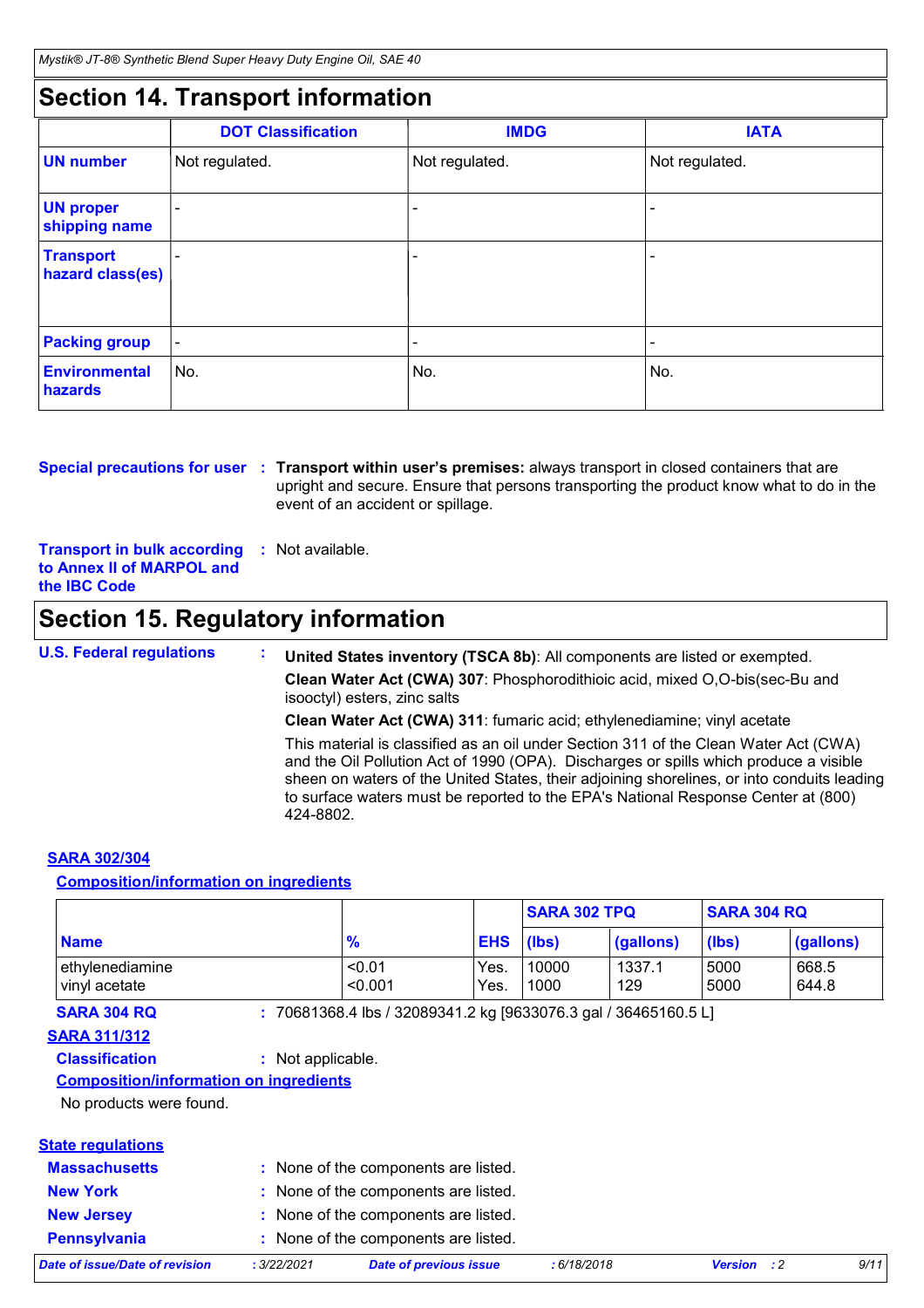## Section 14. Transport information

| | DOT Classification | IMDG | IATA |
|---|---|---|---|
| **UN number** | Not regulated. | Not regulated. | Not regulated. |
| **UN proper shipping name** | - | - | - |
| **Transport hazard class(es)** | - | - | - |
| **Packing group** | - | - | - |
| **Environmental hazards** | No. | No. | No. |

**Special precautions for user** : **Transport within user's premises:** always transport in closed containers that are upright and secure. Ensure that persons transporting the product know what to do in the event of an accident or spillage.

**Transport in bulk according to Annex II of MARPOL and the IBC Code** : Not available.

## Section 15. Regulatory information

**U.S. Federal regulations** :

**United States inventory (TSCA 8b)**: All components are listed or exempted.

**Clean Water Act (CWA) 307**: Phosphorodithioic acid, mixed O,O-bis(sec-Bu and isooctyl) esters, zinc salts

**Clean Water Act (CWA) 311**: fumaric acid; ethylenediamine; vinyl acetate

This material is classified as an oil under Section 311 of the Clean Water Act (CWA) and the Oil Pollution Act of 1990 (OPA). Discharges or spills which produce a visible sheen on waters of the United States, their adjoining shorelines, or into conduits leading to surface waters must be reported to the EPA's National Response Center at (800) 424-8802.

**SARA 302/304**

**Composition/information on ingredients**

| | | | SARA 302 TPQ | | SARA 304 RQ | |
|---|---|---|---|---|---|---|
| **Name** | **%** | **EHS** | **(lbs)** | **(gallons)** | **(lbs)** | **(gallons)** |
| ethylenediamine | <0.01 | Yes. | 10000 | 1337.1 | 5000 | 668.5 |
| vinyl acetate | <0.001 | Yes. | 1000 | 129 | 5000 | 644.8 |

**SARA 304 RQ** : 70681368.4 lbs / 32089341.2 kg [9633076.3 gal / 36465160.5 L]

**SARA 311/312**

**Classification** : Not applicable.

**Composition/information on ingredients**

No products were found.

**State regulations**

**Massachusetts** : None of the components are listed.

**New York** : None of the components are listed.

**New Jersey** : None of the components are listed.

**Pennsylvania** : None of the components are listed.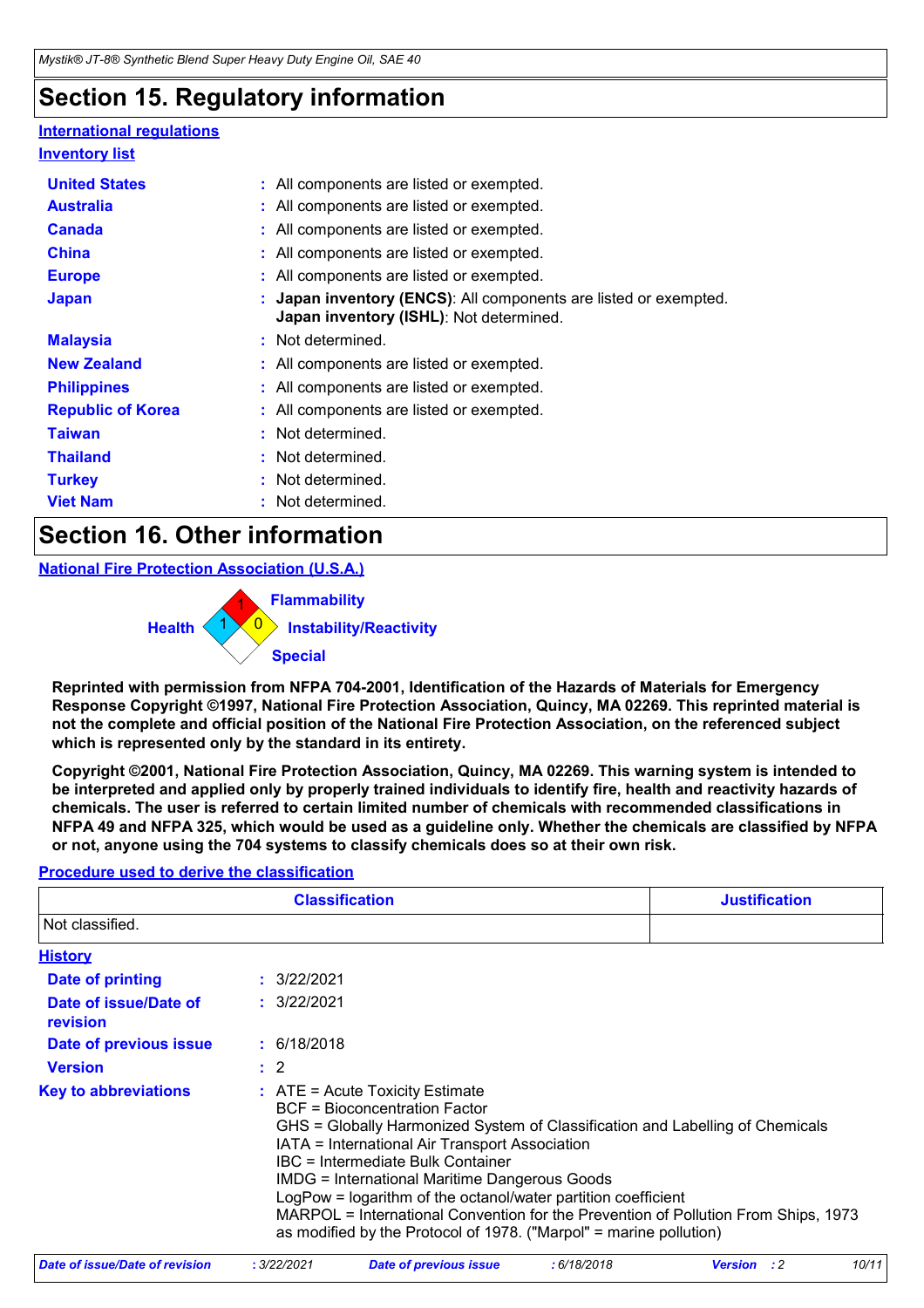# Section 15. Regulatory information

**International regulations**

**Inventory list**

| | |
|---|---|
| **United States** | : All components are listed or exempted. |
| **Australia** | : All components are listed or exempted. |
| **Canada** | : All components are listed or exempted. |
| **China** | : All components are listed or exempted. |
| **Europe** | : All components are listed or exempted. |
| **Japan** | : **Japan inventory (ENCS)**: All components are listed or exempted. **Japan inventory (ISHL)**: Not determined. |
| **Malaysia** | : Not determined. |
| **New Zealand** | : All components are listed or exempted. |
| **Philippines** | : All components are listed or exempted. |
| **Republic of Korea** | : All components are listed or exempted. |
| **Taiwan** | : Not determined. |
| **Thailand** | : Not determined. |
| **Turkey** | : Not determined. |
| **Viet Nam** | : Not determined. |

# Section 16. Other information

**National Fire Protection Association (U.S.A.)**

Health: 1
Flammability: 1
Instability/Reactivity: 0
Special

**Reprinted with permission from NFPA 704-2001, Identification of the Hazards of Materials for Emergency Response Copyright ©1997, National Fire Protection Association, Quincy, MA 02269. This reprinted material is not the complete and official position of the National Fire Protection Association, on the referenced subject which is represented only by the standard in its entirety.**

**Copyright ©2001, National Fire Protection Association, Quincy, MA 02269. This warning system is intended to be interpreted and applied only by properly trained individuals to identify fire, health and reactivity hazards of chemicals. The user is referred to certain limited number of chemicals with recommended classifications in NFPA 49 and NFPA 325, which would be used as a guideline only. Whether the chemicals are classified by NFPA or not, anyone using the 704 systems to classify chemicals does so at their own risk.**

**Procedure used to derive the classification**

| Classification | Justification |
|---|---|
| Not classified. | |

**History**

| | |
|---|---|
| **Date of printing** | : 3/22/2021 |
| **Date of issue/Date of revision** | : 3/22/2021 |
| **Date of previous issue** | : 6/18/2018 |
| **Version** | : 2 |

**Key to abbreviations** : ATE = Acute Toxicity Estimate
BCF = Bioconcentration Factor
GHS = Globally Harmonized System of Classification and Labelling of Chemicals
IATA = International Air Transport Association
IBC = Intermediate Bulk Container
IMDG = International Maritime Dangerous Goods
LogPow = logarithm of the octanol/water partition coefficient
MARPOL = International Convention for the Prevention of Pollution From Ships, 1973 as modified by the Protocol of 1978. ("Marpol" = marine pollution)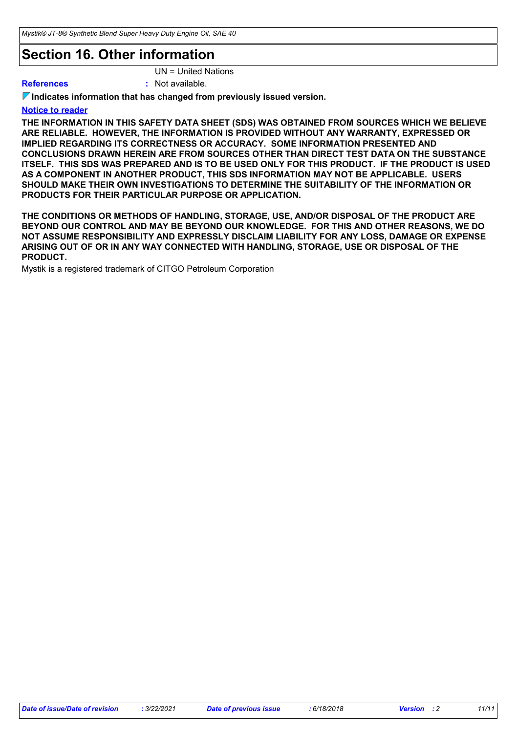# Section 16. Other information

UN = United Nations

**References** : Not available.

**Indicates information that has changed from previously issued version.**

**Notice to reader**

**THE INFORMATION IN THIS SAFETY DATA SHEET (SDS) WAS OBTAINED FROM SOURCES WHICH WE BELIEVE ARE RELIABLE. HOWEVER, THE INFORMATION IS PROVIDED WITHOUT ANY WARRANTY, EXPRESSED OR IMPLIED REGARDING ITS CORRECTNESS OR ACCURACY. SOME INFORMATION PRESENTED AND CONCLUSIONS DRAWN HEREIN ARE FROM SOURCES OTHER THAN DIRECT TEST DATA ON THE SUBSTANCE ITSELF. THIS SDS WAS PREPARED AND IS TO BE USED ONLY FOR THIS PRODUCT. IF THE PRODUCT IS USED AS A COMPONENT IN ANOTHER PRODUCT, THIS SDS INFORMATION MAY NOT BE APPLICABLE. USERS SHOULD MAKE THEIR OWN INVESTIGATIONS TO DETERMINE THE SUITABILITY OF THE INFORMATION OR PRODUCTS FOR THEIR PARTICULAR PURPOSE OR APPLICATION.**

**THE CONDITIONS OR METHODS OF HANDLING, STORAGE, USE, AND/OR DISPOSAL OF THE PRODUCT ARE BEYOND OUR CONTROL AND MAY BE BEYOND OUR KNOWLEDGE. FOR THIS AND OTHER REASONS, WE DO NOT ASSUME RESPONSIBILITY AND EXPRESSLY DISCLAIM LIABILITY FOR ANY LOSS, DAMAGE OR EXPENSE ARISING OUT OF OR IN ANY WAY CONNECTED WITH HANDLING, STORAGE, USE OR DISPOSAL OF THE PRODUCT.**

Mystik is a registered trademark of CITGO Petroleum Corporation